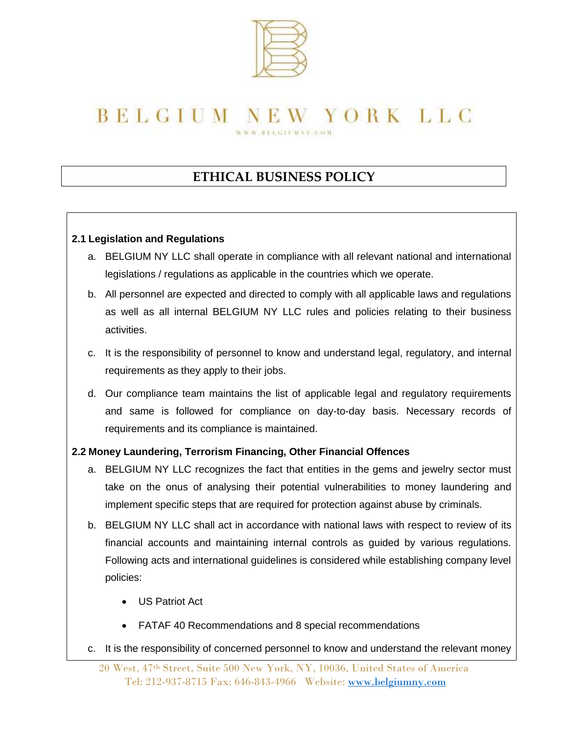# BELGIUM NEW YORK LLC

WWW.BELGIUMNY.COM

## ETHICAL BUSINESS POLICY

### 2.1 Legislation and Regulations

a. BELGIUM NY LLC shall operate in compliance with all relevant national and international legislations / regulations as applicable in the countries which we operate.

b. All personnel are expected and directed to comply with all applicable laws and regulations as well as all internal BELGIUM NY LLC rules and policies relating to their business activities.

c. It is the responsibility of personnel to know and understand legal, regulatory, and internal requirements as they apply to their jobs.

d. Our compliance team maintains the list of applicable legal and regulatory requirements and same is followed for compliance on day-to-day basis. Necessary records of requirements and its compliance is maintained.

### 2.2 Money Laundering, Terrorism Financing, Other Financial Offences

a. BELGIUM NY LLC recognizes the fact that entities in the gems and jewelry sector must take on the onus of analysing their potential vulnerabilities to money laundering and implement specific steps that are required for protection against abuse by criminals.

b. BELGIUM NY LLC shall act in accordance with national laws with respect to review of its financial accounts and maintaining internal controls as guided by various regulations. Following acts and international guidelines is considered while establishing company level policies:

- US Patriot Act
- FATAF 40 Recommendations and 8 special recommendations

c. It is the responsibility of concerned personnel to know and understand the relevant money

20 West, 47th Street, Suite 500 New York, NY, 10036, United States of America
Tel: 212-937-8715 Fax: 646-843-4966 Website: www.belgiumny.com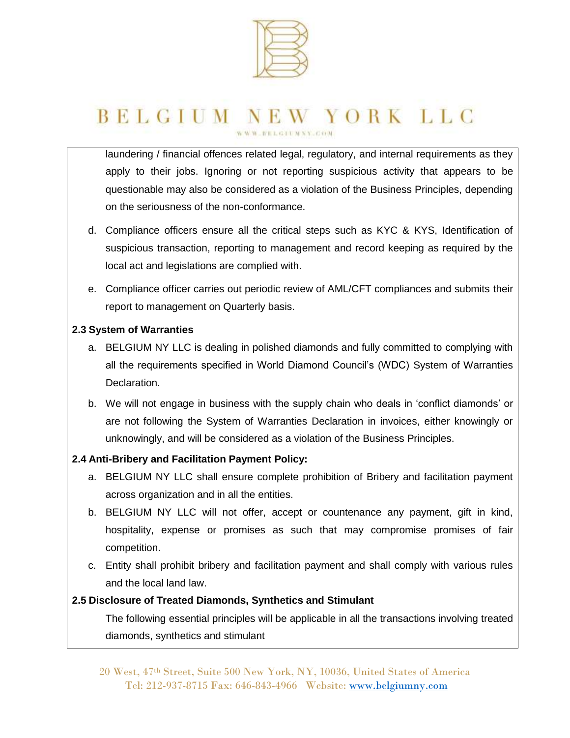laundering / financial offences related legal, regulatory, and internal requirements as they apply to their jobs. Ignoring or not reporting suspicious activity that appears to be questionable may also be considered as a violation of the Business Principles, depending on the seriousness of the non-conformance.

d. Compliance officers ensure all the critical steps such as KYC & KYS, Identification of suspicious transaction, reporting to management and record keeping as required by the local act and legislations are complied with.

e. Compliance officer carries out periodic review of AML/CFT compliances and submits their report to management on Quarterly basis.

**2.3 System of Warranties**

a. BELGIUM NY LLC is dealing in polished diamonds and fully committed to complying with all the requirements specified in World Diamond Council's (WDC) System of Warranties Declaration.

b. We will not engage in business with the supply chain who deals in 'conflict diamonds' or are not following the System of Warranties Declaration in invoices, either knowingly or unknowingly, and will be considered as a violation of the Business Principles.

**2.4 Anti-Bribery and Facilitation Payment Policy:**

a. BELGIUM NY LLC shall ensure complete prohibition of Bribery and facilitation payment across organization and in all the entities.

b. BELGIUM NY LLC will not offer, accept or countenance any payment, gift in kind, hospitality, expense or promises as such that may compromise promises of fair competition.

c. Entity shall prohibit bribery and facilitation payment and shall comply with various rules and the local land law.

**2.5 Disclosure of Treated Diamonds, Synthetics and Stimulant**

The following essential principles will be applicable in all the transactions involving treated diamonds, synthetics and stimulant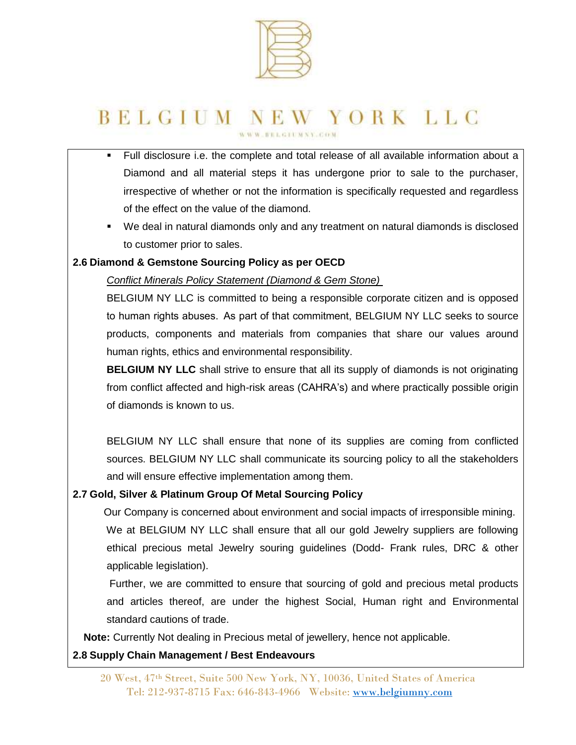- Full disclosure i.e. the complete and total release of all available information about a Diamond and all material steps it has undergone prior to sale to the purchaser, irrespective of whether or not the information is specifically requested and regardless of the effect on the value of the diamond.
- We deal in natural diamonds only and any treatment on natural diamonds is disclosed to customer prior to sales.

**2.6 Diamond & Gemstone Sourcing Policy as per OECD**

*Conflict Minerals Policy Statement (Diamond & Gem Stone)*

BELGIUM NY LLC is committed to being a responsible corporate citizen and is opposed to human rights abuses. As part of that commitment, BELGIUM NY LLC seeks to source products, components and materials from companies that share our values around human rights, ethics and environmental responsibility.

**BELGIUM NY LLC** shall strive to ensure that all its supply of diamonds is not originating from conflict affected and high-risk areas (CAHRA's) and where practically possible origin of diamonds is known to us.

BELGIUM NY LLC shall ensure that none of its supplies are coming from conflicted sources. BELGIUM NY LLC shall communicate its sourcing policy to all the stakeholders and will ensure effective implementation among them.

**2.7 Gold, Silver & Platinum Group Of Metal Sourcing Policy**

Our Company is concerned about environment and social impacts of irresponsible mining. We at BELGIUM NY LLC shall ensure that all our gold Jewelry suppliers are following ethical precious metal Jewelry souring guidelines (Dodd- Frank rules, DRC & other applicable legislation).

Further, we are committed to ensure that sourcing of gold and precious metal products and articles thereof, are under the highest Social, Human right and Environmental standard cautions of trade.

**Note:** Currently Not dealing in Precious metal of jewellery, hence not applicable.

**2.8 Supply Chain Management / Best Endeavours**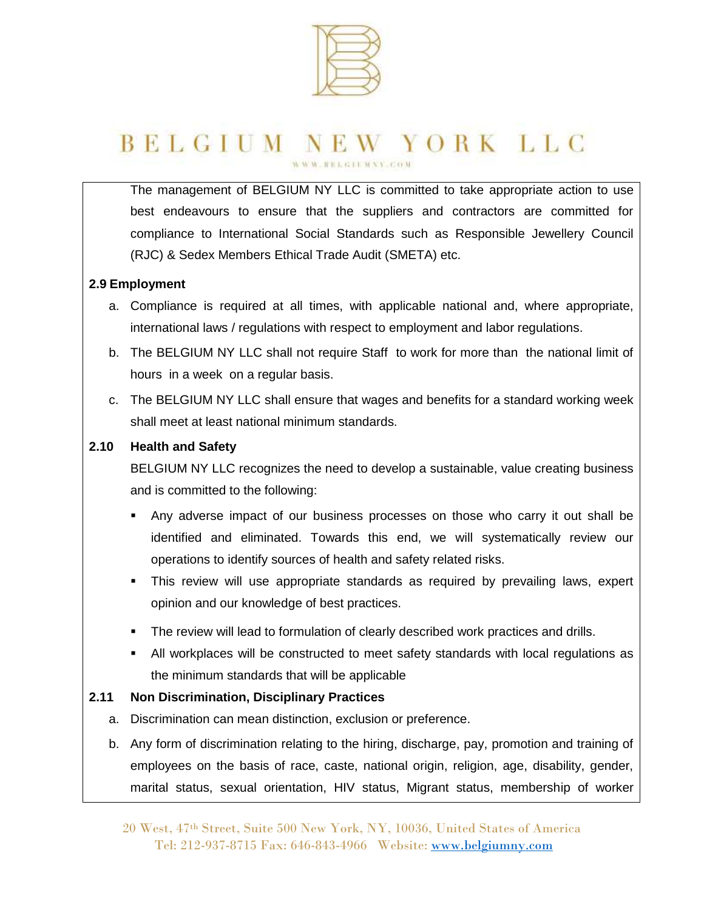The management of BELGIUM NY LLC is committed to take appropriate action to use best endeavours to ensure that the suppliers and contractors are committed for compliance to International Social Standards such as Responsible Jewellery Council (RJC) & Sedex Members Ethical Trade Audit (SMETA) etc.

**2.9 Employment**

a. Compliance is required at all times, with applicable national and, where appropriate, international laws / regulations with respect to employment and labor regulations.

b. The BELGIUM NY LLC shall not require Staff to work for more than the national limit of hours in a week on a regular basis.

c. The BELGIUM NY LLC shall ensure that wages and benefits for a standard working week shall meet at least national minimum standards.

**2.10 Health and Safety**

BELGIUM NY LLC recognizes the need to develop a sustainable, value creating business and is committed to the following:

- Any adverse impact of our business processes on those who carry it out shall be identified and eliminated. Towards this end, we will systematically review our operations to identify sources of health and safety related risks.
- This review will use appropriate standards as required by prevailing laws, expert opinion and our knowledge of best practices.
- The review will lead to formulation of clearly described work practices and drills.
- All workplaces will be constructed to meet safety standards with local regulations as the minimum standards that will be applicable

**2.11 Non Discrimination, Disciplinary Practices**

a. Discrimination can mean distinction, exclusion or preference.

b. Any form of discrimination relating to the hiring, discharge, pay, promotion and training of employees on the basis of race, caste, national origin, religion, age, disability, gender, marital status, sexual orientation, HIV status, Migrant status, membership of worker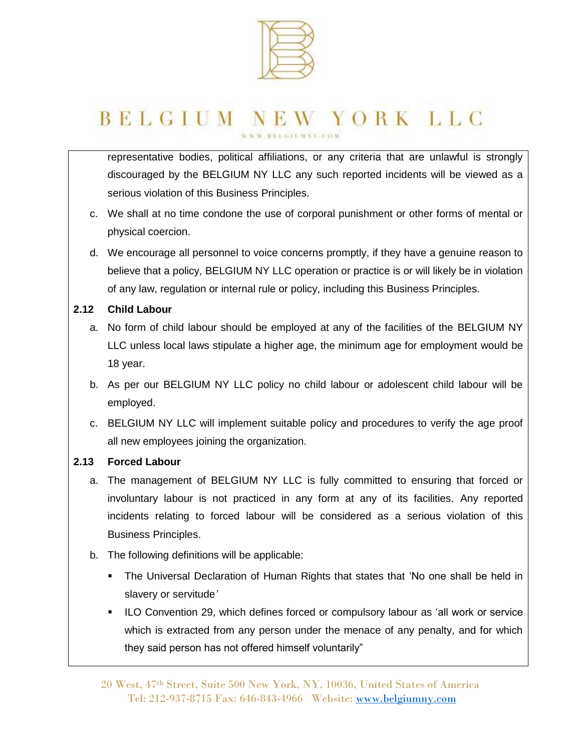representative bodies, political affiliations, or any criteria that are unlawful is strongly discouraged by the BELGIUM NY LLC any such reported incidents will be viewed as a serious violation of this Business Principles.

c. We shall at no time condone the use of corporal punishment or other forms of mental or physical coercion.

d. We encourage all personnel to voice concerns promptly, if they have a genuine reason to believe that a policy, BELGIUM NY LLC operation or practice is or will likely be in violation of any law, regulation or internal rule or policy, including this Business Principles.

**2.12 Child Labour**

a. No form of child labour should be employed at any of the facilities of the BELGIUM NY LLC unless local laws stipulate a higher age, the minimum age for employment would be 18 year.

b. As per our BELGIUM NY LLC policy no child labour or adolescent child labour will be employed.

c. BELGIUM NY LLC will implement suitable policy and procedures to verify the age proof all new employees joining the organization.

**2.13 Forced Labour**

a. The management of BELGIUM NY LLC is fully committed to ensuring that forced or involuntary labour is not practiced in any form at any of its facilities. Any reported incidents relating to forced labour will be considered as a serious violation of this Business Principles.

b. The following definitions will be applicable:

- The Universal Declaration of Human Rights that states that 'No one shall be held in slavery or servitude'
- ILO Convention 29, which defines forced or compulsory labour as 'all work or service which is extracted from any person under the menace of any penalty, and for which they said person has not offered himself voluntarily"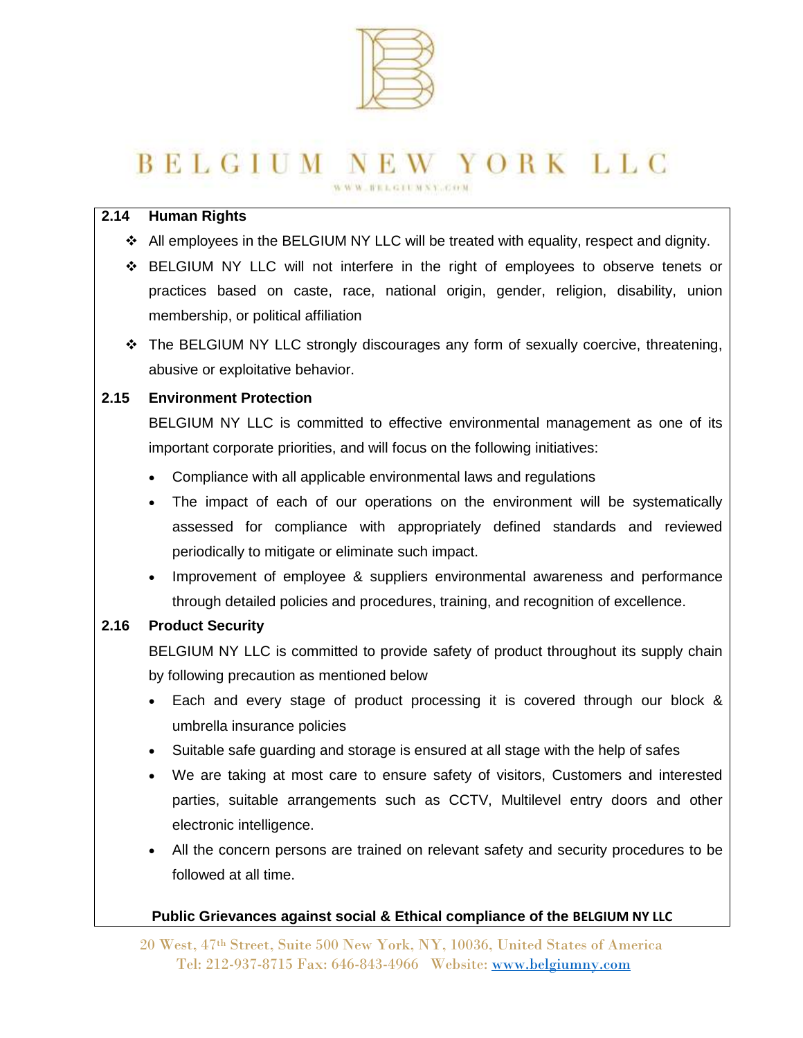### 2.14 Human Rights

- All employees in the BELGIUM NY LLC will be treated with equality, respect and dignity.
- BELGIUM NY LLC will not interfere in the right of employees to observe tenets or practices based on caste, race, national origin, gender, religion, disability, union membership, or political affiliation
- The BELGIUM NY LLC strongly discourages any form of sexually coercive, threatening, abusive or exploitative behavior.

### 2.15 Environment Protection

BELGIUM NY LLC is committed to effective environmental management as one of its important corporate priorities, and will focus on the following initiatives:

- Compliance with all applicable environmental laws and regulations
- The impact of each of our operations on the environment will be systematically assessed for compliance with appropriately defined standards and reviewed periodically to mitigate or eliminate such impact.
- Improvement of employee & suppliers environmental awareness and performance through detailed policies and procedures, training, and recognition of excellence.

### 2.16 Product Security

BELGIUM NY LLC is committed to provide safety of product throughout its supply chain by following precaution as mentioned below

- Each and every stage of product processing it is covered through our block & umbrella insurance policies
- Suitable safe guarding and storage is ensured at all stage with the help of safes
- We are taking at most care to ensure safety of visitors, Customers and interested parties, suitable arrangements such as CCTV, Multilevel entry doors and other electronic intelligence.
- All the concern persons are trained on relevant safety and security procedures to be followed at all time.

**Public Grievances against social & Ethical compliance of the BELGIUM NY LLC**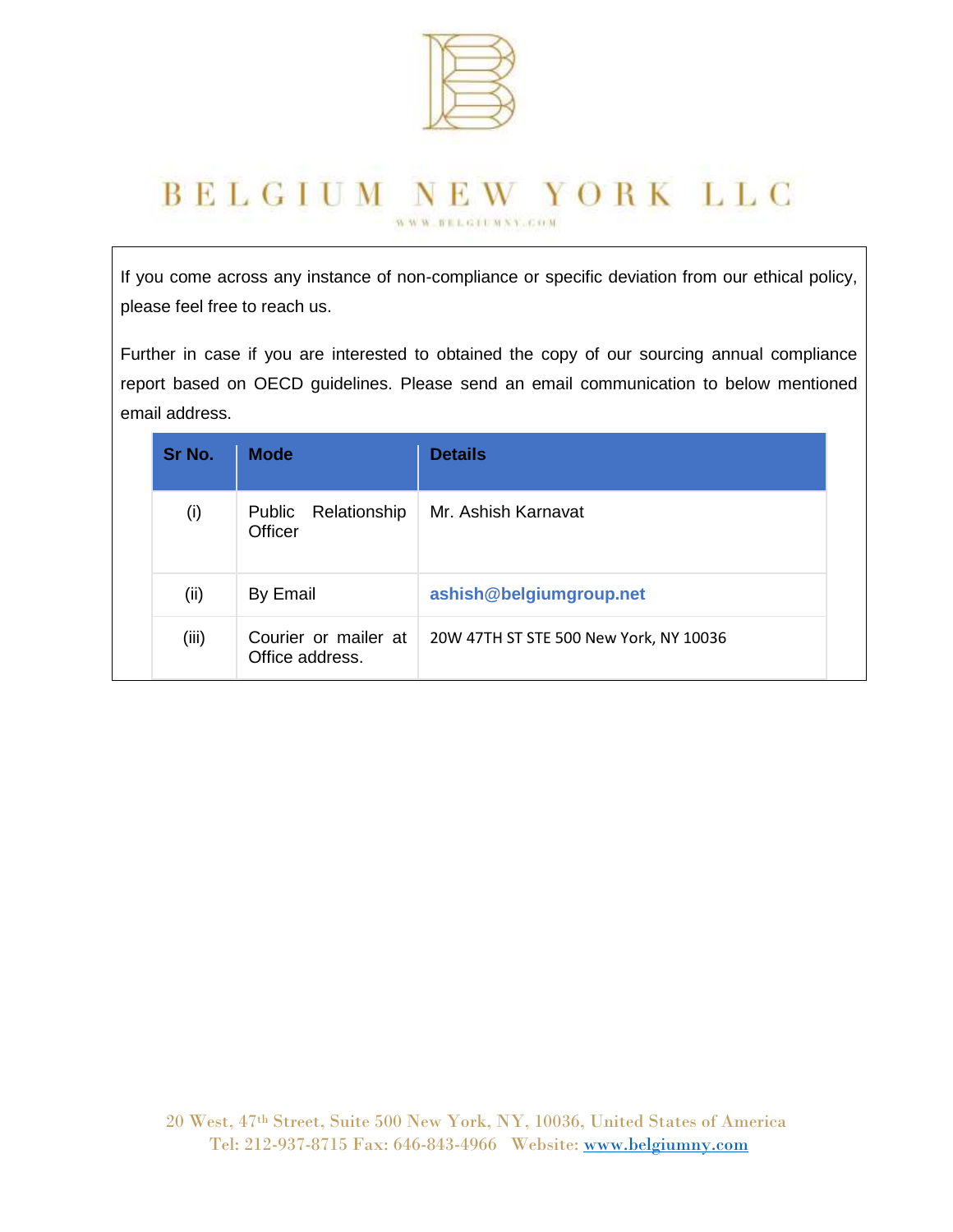If you come across any instance of non-compliance or specific deviation from our ethical policy, please feel free to reach us.

Further in case if you are interested to obtained the copy of our sourcing annual compliance report based on OECD guidelines. Please send an email communication to below mentioned email address.

| Sr No. | Mode | Details |
|---|---|---|
| (i) | Public Relationship Officer | Mr. Ashish Karnavat |
| (ii) | By Email | **ashish@belgiumgroup.net** |
| (iii) | Courier or mailer at Office address. | 20W 47TH ST STE 500 New York, NY 10036 |